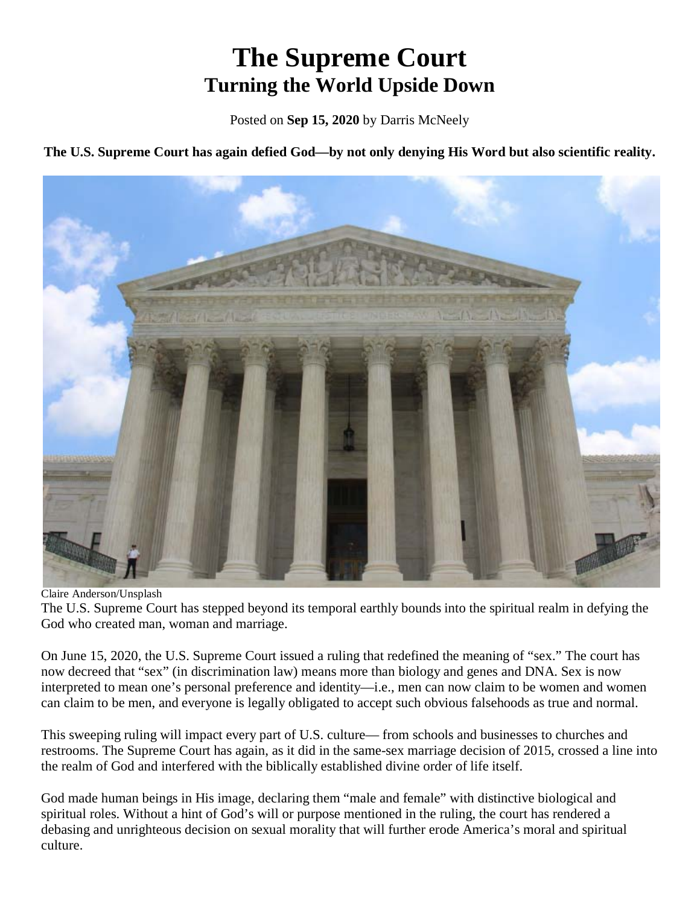# The Supreme Court
## Turning the World Upside Down

Posted on **Sep 15, 2020** by Darris McNeely

**The U.S. Supreme Court has again defied God—by not only denying His Word but also scientific reality.**

Claire Anderson/Unsplash

The U.S. Supreme Court has stepped beyond its temporal earthly bounds into the spiritual realm in defying the God who created man, woman and marriage.

On June 15, 2020, the U.S. Supreme Court issued a ruling that redefined the meaning of "sex." The court has now decreed that "sex" (in discrimination law) means more than biology and genes and DNA. Sex is now interpreted to mean one's personal preference and identity—i.e., men can now claim to be women and women can claim to be men, and everyone is legally obligated to accept such obvious falsehoods as true and normal.

This sweeping ruling will impact every part of U.S. culture— from schools and businesses to churches and restrooms. The Supreme Court has again, as it did in the same-sex marriage decision of 2015, crossed a line into the realm of God and interfered with the biblically established divine order of life itself.

God made human beings in His image, declaring them "male and female" with distinctive biological and spiritual roles. Without a hint of God's will or purpose mentioned in the ruling, the court has rendered a debasing and unrighteous decision on sexual morality that will further erode America's moral and spiritual culture.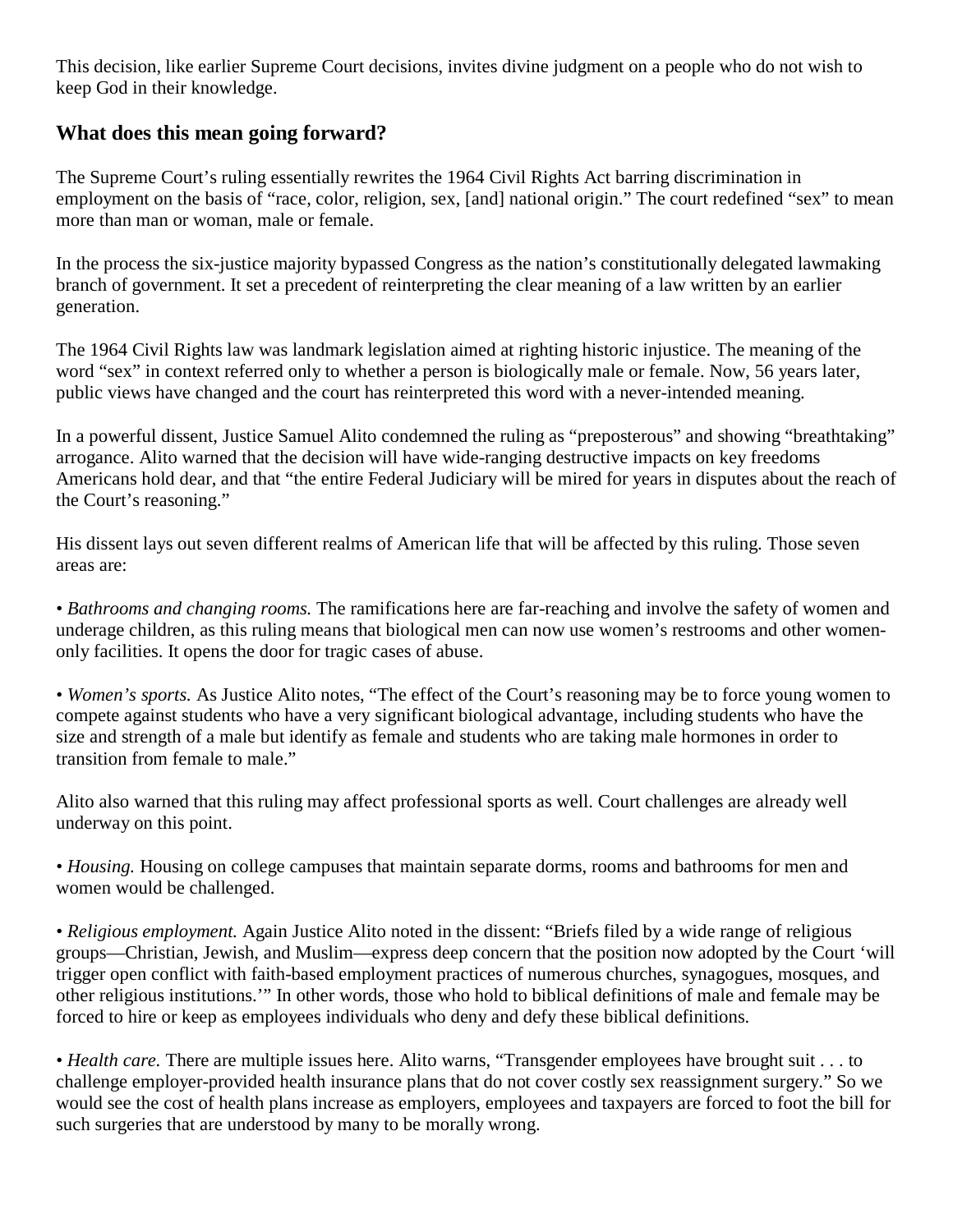This decision, like earlier Supreme Court decisions, invites divine judgment on a people who do not wish to keep God in their knowledge.

## What does this mean going forward?

The Supreme Court's ruling essentially rewrites the 1964 Civil Rights Act barring discrimination in employment on the basis of "race, color, religion, sex, [and] national origin." The court redefined "sex" to mean more than man or woman, male or female.

In the process the six-justice majority bypassed Congress as the nation's constitutionally delegated lawmaking branch of government. It set a precedent of reinterpreting the clear meaning of a law written by an earlier generation.

The 1964 Civil Rights law was landmark legislation aimed at righting historic injustice. The meaning of the word "sex" in context referred only to whether a person is biologically male or female. Now, 56 years later, public views have changed and the court has interpreted this word with a never-intended meaning.

In a powerful dissent, Justice Samuel Alito condemned the ruling as "preposterous" and showing "breathtaking" arrogance. Alito warned that the decision will have wide-ranging destructive impacts on key freedoms Americans hold dear, and that "the entire Federal Judiciary will be mired for years in disputes about the reach of the Court's reasoning."

His dissent lays out seven different realms of American life that will be affected by this ruling. Those seven areas are:

• *Bathrooms and changing rooms.* The ramifications here are far-reaching and involve the safety of women and underage children, as this ruling means that biological men can now use women's restrooms and other women-only facilities. It opens the door for tragic cases of abuse.

• *Women's sports.* As Justice Alito notes, "The effect of the Court's reasoning may be to force young women to compete against students who have a very significant biological advantage, including students who have the size and strength of a male but identify as female and students who are taking male hormones in order to transition from female to male."

Alito also warned that this ruling may affect professional sports as well. Court challenges are already well underway on this point.

• *Housing.* Housing on college campuses that maintain separate dorms, rooms and bathrooms for men and women would be challenged.

• *Religious employment.* Again Justice Alito noted in the dissent: "Briefs filed by a wide range of religious groups—Christian, Jewish, and Muslim—express deep concern that the position now adopted by the Court 'will trigger open conflict with faith-based employment practices of numerous churches, synagogues, mosques, and other religious institutions.'" In other words, those who hold to biblical definitions of male and female may be forced to hire or keep as employees individuals who deny and defy these biblical definitions.

• *Health care.* There are multiple issues here. Alito warns, "Transgender employees have brought suit . . . to challenge employer-provided health insurance plans that do not cover costly sex reassignment surgery." So we would see the cost of health plans increase as employers, employees and taxpayers are forced to foot the bill for such surgeries that are understood by many to be morally wrong.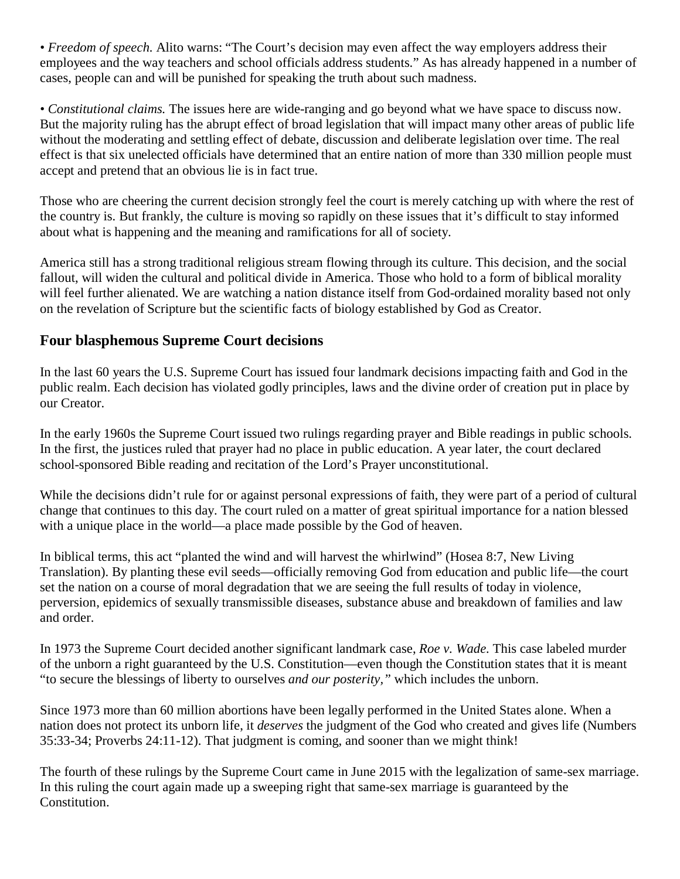• *Freedom of speech.* Alito warns: "The Court's decision may even affect the way employers address their employees and the way teachers and school officials address students." As has already happened in a number of cases, people can and will be punished for speaking the truth about such madness.

• *Constitutional claims.* The issues here are wide-ranging and go beyond what we have space to discuss now. But the majority ruling has the abrupt effect of broad legislation that will impact many other areas of public life without the moderating and settling effect of debate, discussion and deliberate legislation over time. The real effect is that six unelected officials have determined that an entire nation of more than 330 million people must accept and pretend that an obvious lie is in fact true.

Those who are cheering the current decision strongly feel the court is merely catching up with where the rest of the country is. But frankly, the culture is moving so rapidly on these issues that it's difficult to stay informed about what is happening and the meaning and ramifications for all of society.

America still has a strong traditional religious stream flowing through its culture. This decision, and the social fallout, will widen the cultural and political divide in America. Those who hold to a form of biblical morality will feel further alienated. We are watching a nation distance itself from God-ordained morality based not only on the revelation of Scripture but the scientific facts of biology established by God as Creator.

## Four blasphemous Supreme Court decisions

In the last 60 years the U.S. Supreme Court has issued four landmark decisions impacting faith and God in the public realm. Each decision has violated godly principles, laws and the divine order of creation put in place by our Creator.

In the early 1960s the Supreme Court issued two rulings regarding prayer and Bible readings in public schools. In the first, the justices ruled that prayer had no place in public education. A year later, the court declared school-sponsored Bible reading and recitation of the Lord's Prayer unconstitutional.

While the decisions didn't rule for or against personal expressions of faith, they were part of a period of cultural change that continues to this day. The court ruled on a matter of great spiritual importance for a nation blessed with a unique place in the world—a place made possible by the God of heaven.

In biblical terms, this act "planted the wind and will harvest the whirlwind" (Hosea 8:7, New Living Translation). By planting these evil seeds—officially removing God from education and public life—the court set the nation on a course of moral degradation that we are seeing the full results of today in violence, perversion, epidemics of sexually transmissible diseases, substance abuse and breakdown of families and law and order.

In 1973 the Supreme Court decided another significant landmark case, *Roe v. Wade.* This case labeled murder of the unborn a right guaranteed by the U.S. Constitution—even though the Constitution states that it is meant "to secure the blessings of liberty to ourselves *and our posterity,"* which includes the unborn.

Since 1973 more than 60 million abortions have been legally performed in the United States alone. When a nation does not protect its unborn life, it *deserves* the judgment of the God who created and gives life (Numbers 35:33-34; Proverbs 24:11-12). That judgment is coming, and sooner than we might think!

The fourth of these rulings by the Supreme Court came in June 2015 with the legalization of same-sex marriage. In this ruling the court again made up a sweeping right that same-sex marriage is guaranteed by the Constitution.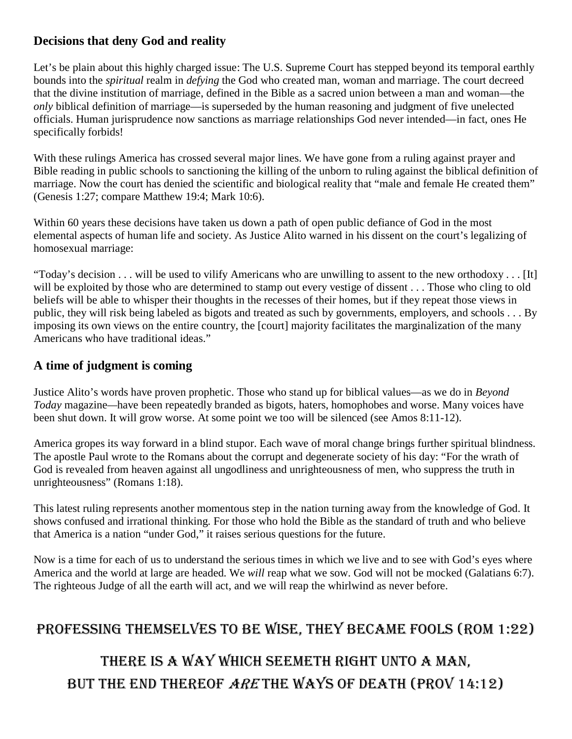## Decisions that deny God and reality

Let's be plain about this highly charged issue: The U.S. Supreme Court has stepped beyond its temporal earthly bounds into the *spiritual* realm in *defying* the God who created man, woman and marriage. The court decreed that the divine institution of marriage, defined in the Bible as a sacred union between a man and woman—the *only* biblical definition of marriage—is superseded by the human reasoning and judgment of five unelected officials. Human jurisprudence now sanctions as marriage relationships God never intended—in fact, ones He specifically forbids!

With these rulings America has crossed several major lines. We have gone from a ruling against prayer and Bible reading in public schools to sanctioning the killing of the unborn to ruling against the biblical definition of marriage. Now the court has denied the scientific and biological reality that "male and female He created them" (Genesis 1:27; compare Matthew 19:4; Mark 10:6).

Within 60 years these decisions have taken us down a path of open public defiance of God in the most elemental aspects of human life and society. As Justice Alito warned in his dissent on the court's legalizing of homosexual marriage:

"Today's decision . . . will be used to vilify Americans who are unwilling to assent to the new orthodoxy . . . [It] will be exploited by those who are determined to stamp out every vestige of dissent . . . Those who cling to old beliefs will be able to whisper their thoughts in the recesses of their homes, but if they repeat those views in public, they will risk being labeled as bigots and treated as such by governments, employers, and schools . . . By imposing its own views on the entire country, the [court] majority facilitates the marginalization of the many Americans who have traditional ideas."

## A time of judgment is coming

Justice Alito's words have proven prophetic. Those who stand up for biblical values—as we do in *Beyond Today* magazine—have been repeatedly branded as bigots, haters, homophobes and worse. Many voices have been shut down. It will grow worse. At some point we too will be silenced (see Amos 8:11-12).

America gropes its way forward in a blind stupor. Each wave of moral change brings further spiritual blindness. The apostle Paul wrote to the Romans about the corrupt and degenerate society of his day: "For the wrath of God is revealed from heaven against all ungodliness and unrighteousness of men, who suppress the truth in unrighteousness" (Romans 1:18).

This latest ruling represents another momentous step in the nation turning away from the knowledge of God. It shows confused and irrational thinking. For those who hold the Bible as the standard of truth and who believe that America is a nation "under God," it raises serious questions for the future.

Now is a time for each of us to understand the serious times in which we live and to see with God's eyes where America and the world at large are headed. We *will* reap what we sow. God will not be mocked (Galatians 6:7). The righteous Judge of all the earth will act, and we will reap the whirlwind as never before.

PROFESSING THEMSELVES TO BE WISE, THEY BECAME FOOLS (ROM 1:22)

THERE IS A WAY WHICH SEEMETH RIGHT UNTO A MAN,
BUT THE END THEREOF *ARE* THE WAYS OF DEATH (PROV 14:12)